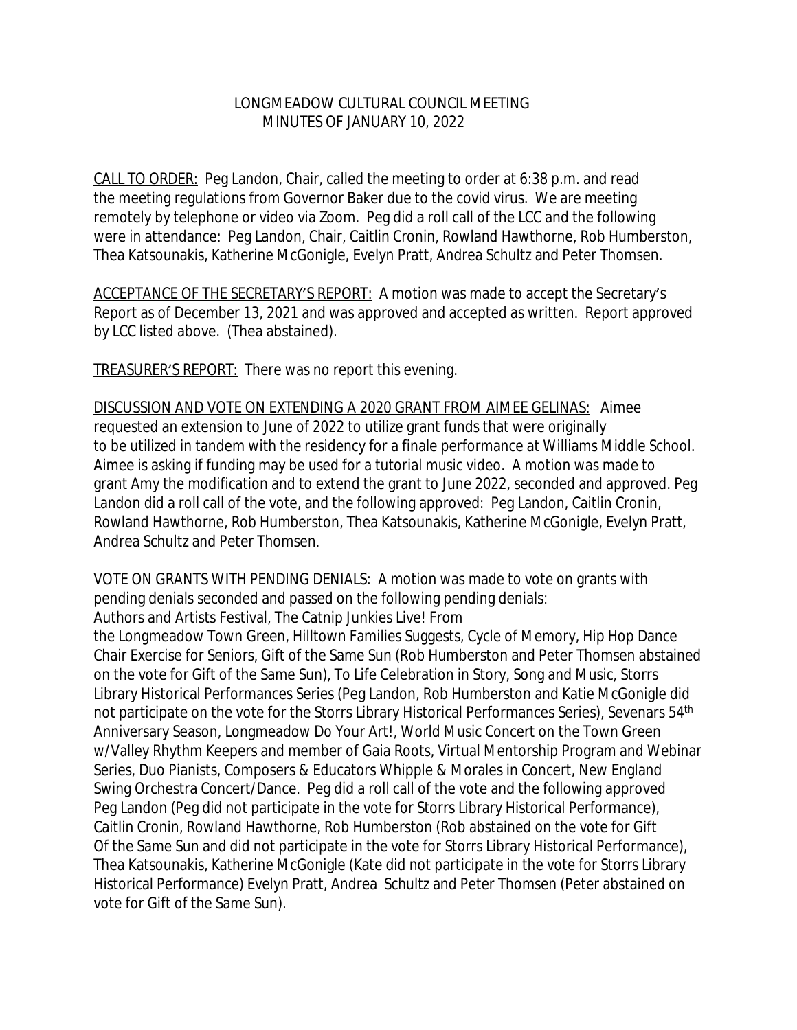# LONGMEADOW CULTURAL COUNCIL MEETING
## MINUTES OF JANUARY 10, 2022

<u>CALL TO ORDER:</u> Peg Landon, Chair, called the meeting to order at 6:38 p.m. and read the meeting regulations from Governor Baker due to the covid virus. We are meeting remotely by telephone or video via Zoom. Peg did a roll call of the LCC and the following were in attendance: Peg Landon, Chair, Caitlin Cronin, Rowland Hawthorne, Rob Humberston, Thea Katsounakis, Katherine McGonigle, Evelyn Pratt, Andrea Schultz and Peter Thomsen.

<u>ACCEPTANCE OF THE SECRETARY'S REPORT:</u> A motion was made to accept the Secretary's Report as of December 13, 2021 and was approved and accepted as written. Report approved by LCC listed above. (Thea abstained).

<u>TREASURER'S REPORT:</u> There was no report this evening.

<u>DISCUSSION AND VOTE ON EXTENDING A 2020 GRANT FROM AIMEE GELINAS:</u> Aimee requested an extension to June of 2022 to utilize grant funds that were originally to be utilized in tandem with the residency for a finale performance at Williams Middle School. Aimee is asking if funding may be used for a tutorial music video. A motion was made to grant Amy the modification and to extend the grant to June 2022, seconded and approved. Peg Landon did a roll call of the vote, and the following approved: Peg Landon, Caitlin Cronin, Rowland Hawthorne, Rob Humberston, Thea Katsounakis, Katherine McGonigle, Evelyn Pratt, Andrea Schultz and Peter Thomsen.

<u>VOTE ON GRANTS WITH PENDING DENIALS:</u> A motion was made to vote on grants with pending denials seconded and passed on the following pending denials:
Authors and Artists Festival, The Catnip Junkies Live! From the Longmeadow Town Green, Hilltown Families Suggests, Cycle of Memory, Hip Hop Dance Chair Exercise for Seniors, Gift of the Same Sun (Rob Humberston and Peter Thomsen abstained on the vote for Gift of the Same Sun), To Life Celebration in Story, Song and Music, Storrs Library Historical Performances Series (Peg Landon, Rob Humberston and Katie McGonigle did not participate on the vote for the Storrs Library Historical Performances Series), Sevenars 54th Anniversary Season, Longmeadow Do Your Art!, World Music Concert on the Town Green w/Valley Rhythm Keepers and member of Gaia Roots, Virtual Mentorship Program and Webinar Series, Duo Pianists, Composers & Educators Whipple & Morales in Concert, New England Swing Orchestra Concert/Dance. Peg did a roll call of the vote and the following approved Peg Landon (Peg did not participate in the vote for Storrs Library Historical Performance), Caitlin Cronin, Rowland Hawthorne, Rob Humberston (Rob abstained on the vote for Gift Of the Same Sun and did not participate in the vote for Storrs Library Historical Performance), Thea Katsounakis, Katherine McGonigle (Kate did not participate in the vote for Storrs Library Historical Performance) Evelyn Pratt, Andrea Schultz and Peter Thomsen (Peter abstained on vote for Gift of the Same Sun).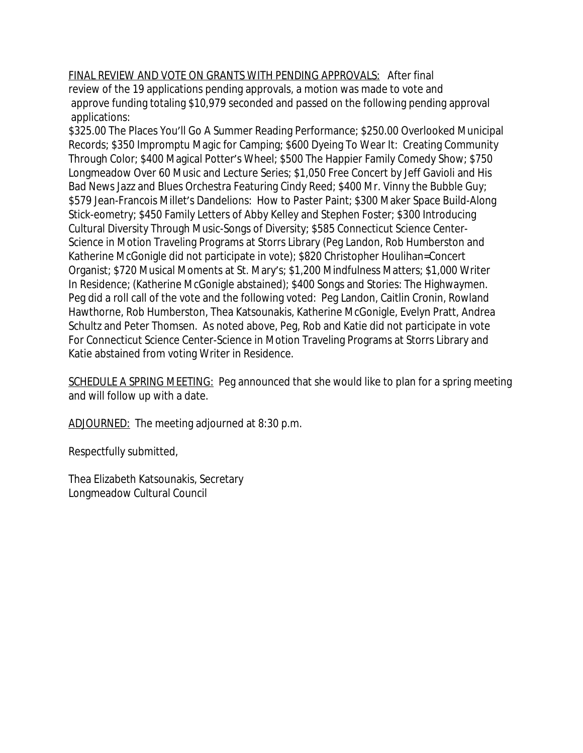FINAL REVIEW AND VOTE ON GRANTS WITH PENDING APPROVALS: After final review of the 19 applications pending approvals, a motion was made to vote and approve funding totaling $10,979 seconded and passed on the following pending approval applications:

$325.00 The Places You'll Go A Summer Reading Performance; $250.00 Overlooked Municipal Records; $350 Impromptu Magic for Camping; $600 Dyeing To Wear It: Creating Community Through Color; $400 Magical Potter's Wheel; $500 The Happier Family Comedy Show; $750 Longmeadow Over 60 Music and Lecture Series; $1,050 Free Concert by Jeff Gavioli and His Bad News Jazz and Blues Orchestra Featuring Cindy Reed; $400 Mr. Vinny the Bubble Guy; $579 Jean-Francois Millet's Dandelions: How to Paster Paint; $300 Maker Space Build-Along Stick-eometry; $450 Family Letters of Abby Kelley and Stephen Foster; $300 Introducing Cultural Diversity Through Music-Songs of Diversity; $585 Connecticut Science Center-Science in Motion Traveling Programs at Storrs Library (Peg Landon, Rob Humberston and Katherine McGonigle did not participate in vote); $820 Christopher Houlihan=Concert Organist; $720 Musical Moments at St. Mary's; $1,200 Mindfulness Matters; $1,000 Writer In Residence; (Katherine McGonigle abstained); $400 Songs and Stories: The Highwaymen. Peg did a roll call of the vote and the following voted: Peg Landon, Caitlin Cronin, Rowland Hawthorne, Rob Humberston, Thea Katsounakis, Katherine McGonigle, Evelyn Pratt, Andrea Schultz and Peter Thomsen. As noted above, Peg, Rob and Katie did not participate in vote For Connecticut Science Center-Science in Motion Traveling Programs at Storrs Library and Katie abstained from voting Writer in Residence.

SCHEDULE A SPRING MEETING: Peg announced that she would like to plan for a spring meeting and will follow up with a date.

ADJOURNED: The meeting adjourned at 8:30 p.m.

Respectfully submitted,

Thea Elizabeth Katsounakis, Secretary
Longmeadow Cultural Council